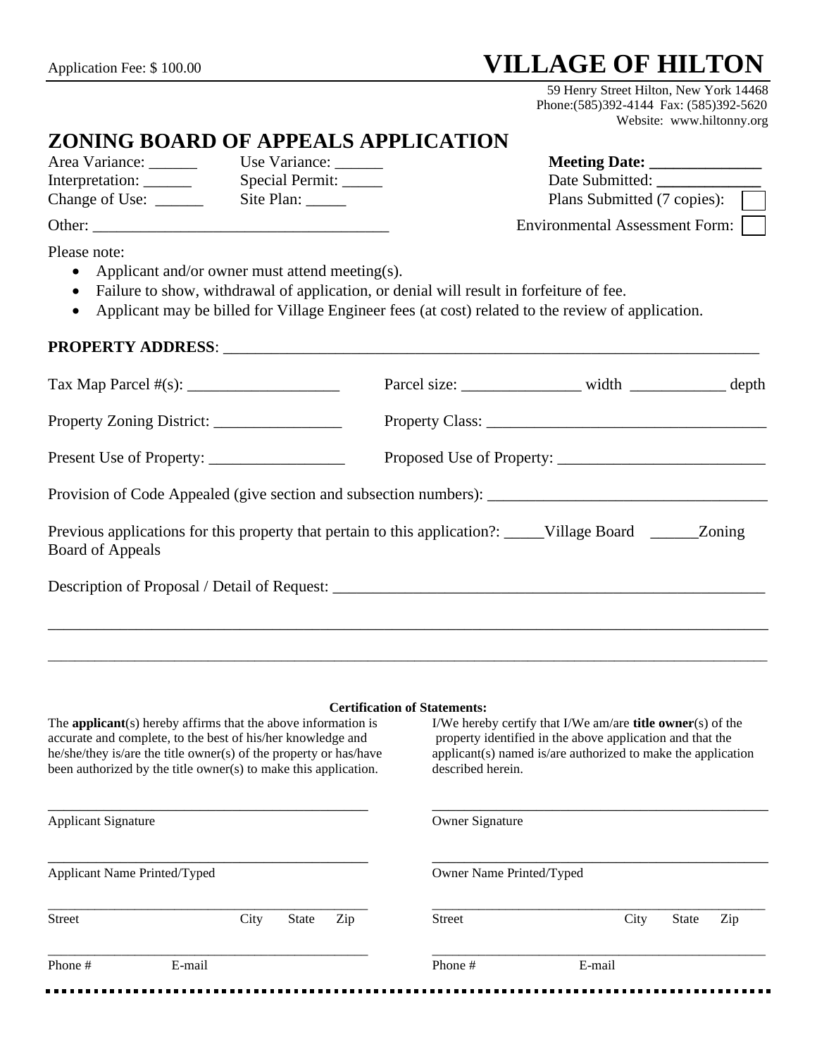Application Fee: $ 100.00

# VILLAGE OF HILTON

59 Henry Street Hilton, New York 14468
Phone:(585)392-4144 Fax: (585)392-5620
Website: www.hiltonny.org

## ZONING BOARD OF APPEALS APPLICATION

Area Variance: ______ Use Variance: ______ **Meeting Date: ______________**

Interpretation: ______ Special Permit: _____ Date Submitted: _____________

Change of Use: ______ Site Plan: _____ Plans Submitted (7 copies): ☐

Other: ____________________________________ Environmental Assessment Form: ☐

Please note:

- Applicant and/or owner must attend meeting(s).
- Failure to show, withdrawal of application, or denial will result in forfeiture of fee.
- Applicant may be billed for Village Engineer fees (at cost) related to the review of application.

**PROPERTY ADDRESS**: ____________________________________________________________________

Tax Map Parcel #(s): ___________________ Parcel size: _______________ width ____________ depth

Property Zoning District: ________________ Property Class: ___________________________________

Present Use of Property: _________________ Proposed Use of Property: _________________________

Provision of Code Appealed (give section and subsection numbers): __________________________________

Previous applications for this property that pertain to this application?: _____Village Board ______Zoning Board of Appeals

Description of Proposal / Detail of Request: ________________________________________________________

______________________________________________________________________________________________

______________________________________________________________________________________________

**Certification of Statements:**

The **applicant**(s) hereby affirms that the above information is accurate and complete, to the best of his/her knowledge and he/she/they is/are the title owner(s) of the property or has/have been authorized by the title owner(s) to make this application.

I/We hereby certify that I/We am/are **title owner**(s) of the property identified in the above application and that the applicant(s) named is/are authorized to make the application described herein.

_____________________________________________
Applicant Signature

_____________________________________________
Applicant Name Printed/Typed

_____________________________________________
Street City State Zip

_____________________________________________
Phone # E-mail

_____________________________________________
Owner Signature

_____________________________________________
Owner Name Printed/Typed

_____________________________________________
Street City State Zip

_____________________________________________
Phone # E-mail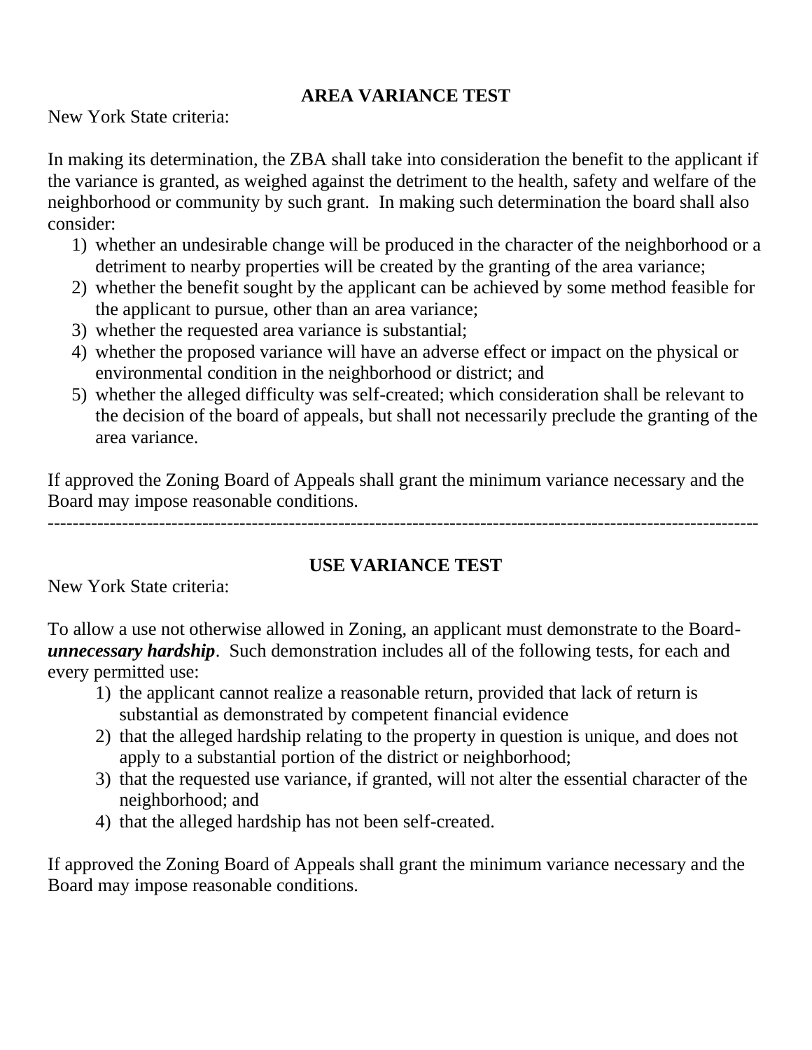## AREA VARIANCE TEST

New York State criteria:

In making its determination, the ZBA shall take into consideration the benefit to the applicant if the variance is granted, as weighed against the detriment to the health, safety and welfare of the neighborhood or community by such grant. In making such determination the board shall also consider:

1) whether an undesirable change will be produced in the character of the neighborhood or a detriment to nearby properties will be created by the granting of the area variance;
2) whether the benefit sought by the applicant can be achieved by some method feasible for the applicant to pursue, other than an area variance;
3) whether the requested area variance is substantial;
4) whether the proposed variance will have an adverse effect or impact on the physical or environmental condition in the neighborhood or district; and
5) whether the alleged difficulty was self-created; which consideration shall be relevant to the decision of the board of appeals, but shall not necessarily preclude the granting of the area variance.

If approved the Zoning Board of Appeals shall grant the minimum variance necessary and the Board may impose reasonable conditions.

---

## USE VARIANCE TEST

New York State criteria:

To allow a use not otherwise allowed in Zoning, an applicant must demonstrate to the Board- ***unnecessary hardship***. Such demonstration includes all of the following tests, for each and every permitted use:

1) the applicant cannot realize a reasonable return, provided that lack of return is substantial as demonstrated by competent financial evidence
2) that the alleged hardship relating to the property in question is unique, and does not apply to a substantial portion of the district or neighborhood;
3) that the requested use variance, if granted, will not alter the essential character of the neighborhood; and
4) that the alleged hardship has not been self-created.

If approved the Zoning Board of Appeals shall grant the minimum variance necessary and the Board may impose reasonable conditions.